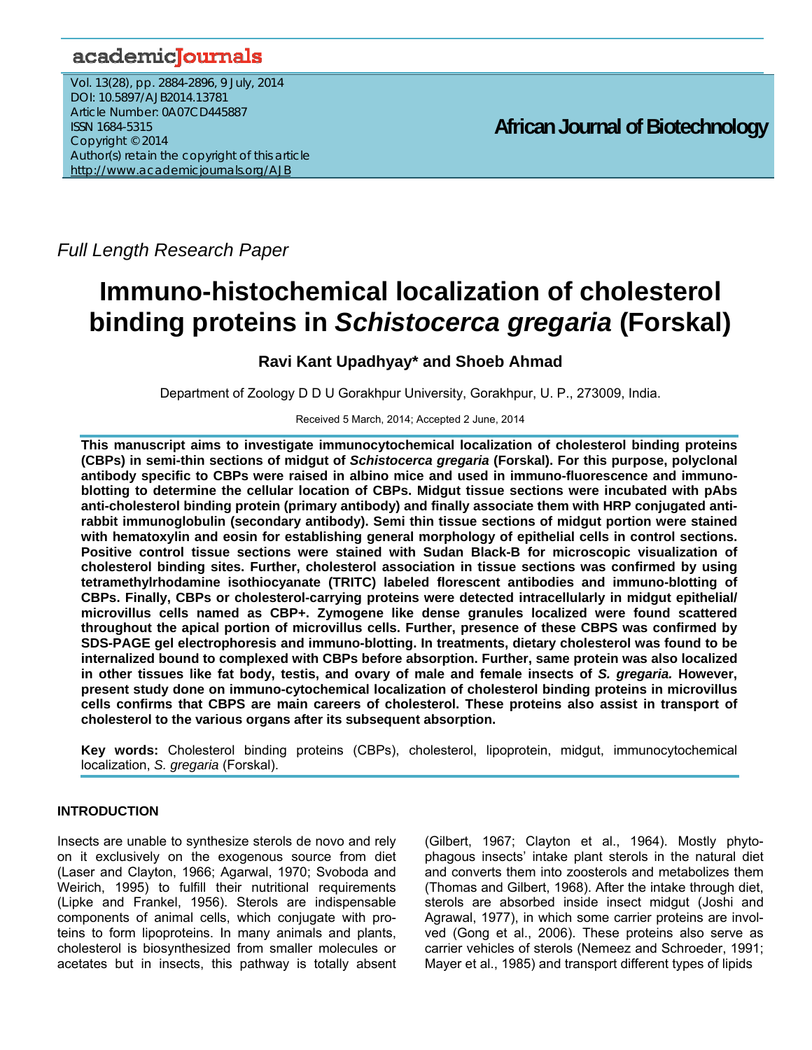Full Length Research Paper

# Immuno-histochemical localization of cholesterol binding proteins in *Schistocerca gregaria* (Forskal)

**Ravi Kant Upadhyay* and Shoeb Ahmad**

Department of Zoology D D U Gorakhpur University, Gorakhpur, U. P., 273009, India.

Received 5 March, 2014; Accepted 2 June, 2014

**This manuscript aims to investigate immunocytochemical localization of cholesterol binding proteins (CBPs) in semi-thin sections of midgut of *Schistocerca gregaria* (Forskal). For this purpose, polyclonal antibody specific to CBPs were raised in albino mice and used in immuno-fluorescence and immuno-blotting to determine the cellular location of CBPs. Midgut tissue sections were incubated with pAbs anti-cholesterol binding protein (primary antibody) and finally associate them with HRP conjugated anti-rabbit immunoglobulin (secondary antibody). Semi thin tissue sections of midgut portion were stained with hematoxylin and eosin for establishing general morphology of epithelial cells in control sections. Positive control tissue sections were stained with Sudan Black-B for microscopic visualization of cholesterol binding sites. Further, cholesterol association in tissue sections was confirmed by using tetramethylrhodamine isothiocyanate (TRITC) labeled florescent antibodies and immuno-blotting of CBPs. Finally, CBPs or cholesterol-carrying proteins were detected intracellularly in midgut epithelial/ microvillus cells named as CBP+. Zymogene like dense granules localized were found scattered throughout the apical portion of microvillus cells. Further, presence of these CBPS was confirmed by SDS-PAGE gel electrophoresis and immuno-blotting. In treatments, dietary cholesterol was found to be internalized bound to complexed with CBPs before absorption. Further, same protein was also localized in other tissues like fat body, testis, and ovary of male and female insects of *S. gregaria.* However, present study done on immuno-cytochemical localization of cholesterol binding proteins in microvillus cells confirms that CBPS are main careers of cholesterol. These proteins also assist in transport of cholesterol to the various organs after its subsequent absorption.**

**Key words:** Cholesterol binding proteins (CBPs), cholesterol, lipoprotein, midgut, immunocytochemical localization, *S. gregaria* (Forskal).

## INTRODUCTION

Insects are unable to synthesize sterols de novo and rely on it exclusively on the exogenous source from diet (Laser and Clayton, 1966; Agarwal, 1970; Svoboda and Weirich, 1995) to fulfill their nutritional requirements (Lipke and Frankel, 1956). Sterols are indispensable components of animal cells, which conjugate with proteins to form lipoproteins. In many animals and plants, cholesterol is biosynthesized from smaller molecules or acetates but in insects, this pathway is totally absent (Gilbert, 1967; Clayton et al., 1964). Mostly phytophagous insects' intake plant sterols in the natural diet and converts them into zoosterols and metabolizes them (Thomas and Gilbert, 1968). After the intake through diet, sterols are absorbed inside insect midgut (Joshi and Agrawal, 1977), in which some carrier proteins are involved (Gong et al., 2006). These proteins also serve as carrier vehicles of sterols (Nemeez and Schroeder, 1991; Mayer et al., 1985) and transport different types of lipids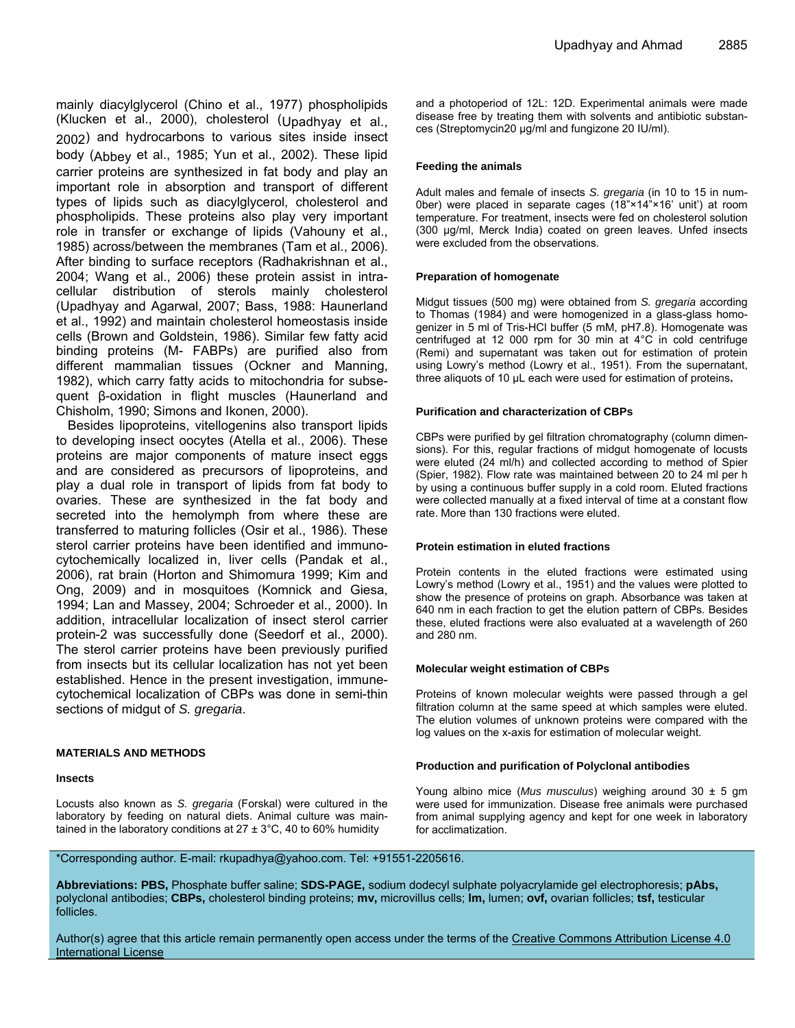mainly diacylglycerol (Chino et al., 1977) phospholipids (Klucken et al., 2000), cholesterol (Upadhyay et al., 2002) and hydrocarbons to various sites inside insect body (Abbey et al., 1985; Yun et al., 2002). These lipid carrier proteins are synthesized in fat body and play an important role in absorption and transport of different types of lipids such as diacylglycerol, cholesterol and phospholipids. These proteins also play very important role in transfer or exchange of lipids (Vahouny et al., 1985) across/between the membranes (Tam et al., 2006). After binding to surface receptors (Radhakrishnan et al., 2004; Wang et al., 2006) these protein assist in intra-cellular distribution of sterols mainly cholesterol (Upadhyay and Agarwal, 2007; Bass, 1988: Haunerland et al., 1992) and maintain cholesterol homeostasis inside cells (Brown and Goldstein, 1986). Similar few fatty acid binding proteins (M- FABPs) are purified also from different mammalian tissues (Ockner and Manning, 1982), which carry fatty acids to mitochondria for subsequent β-oxidation in flight muscles (Haunerland and Chisholm, 1990; Simons and Ikonen, 2000).

Besides lipoproteins, vitellogenins also transport lipids to developing insect oocytes (Atella et al., 2006). These proteins are major components of mature insect eggs and are considered as precursors of lipoproteins, and play a dual role in transport of lipids from fat body to ovaries. These are synthesized in the fat body and secreted into the hemolymph from where these are transferred to maturing follicles (Osir et al., 1986). These sterol carrier proteins have been identified and immunocytochemically localized in, liver cells (Pandak et al., 2006), rat brain (Horton and Shimomura 1999; Kim and Ong, 2009) and in mosquitoes (Komnick and Giesa, 1994; Lan and Massey, 2004; Schroeder et al., 2000). In addition, intracellular localization of insect sterol carrier protein-2 was successfully done (Seedorf et al., 2000). The sterol carrier proteins have been previously purified from insects but its cellular localization has not yet been established. Hence in the present investigation, immune-cytochemical localization of CBPs was done in semi-thin sections of midgut of *S. gregaria*.

## MATERIALS AND METHODS

### Insects

Locusts also known as *S. gregaria* (Forskal) were cultured in the laboratory by feeding on natural diets. Animal culture was maintained in the laboratory conditions at 27 ± 3°C, 40 to 60% humidity and a photoperiod of 12L: 12D. Experimental animals were made disease free by treating them with solvents and antibiotic substances (Streptomycin20 µg/ml and fungizone 20 IU/ml).

### Feeding the animals

Adult males and female of insects *S. gregaria* (in 10 to 15 in num-0ber) were placed in separate cages (18"×14"×16' unit') at room temperature. For treatment, insects were fed on cholesterol solution (300 µg/ml, Merck India) coated on green leaves. Unfed insects were excluded from the observations.

### Preparation of homogenate

Midgut tissues (500 mg) were obtained from *S. gregaria* according to Thomas (1984) and were homogenized in a glass-glass homogenizer in 5 ml of Tris-HCl buffer (5 mM, pH7.8). Homogenate was centrifuged at 12 000 rpm for 30 min at 4°C in cold centrifuge (Remi) and supernatant was taken out for estimation of protein using Lowry's method (Lowry et al., 1951). From the supernatant, three aliquots of 10 µL each were used for estimation of proteins**.**

### Purification and characterization of CBPs

CBPs were purified by gel filtration chromatography (column dimensions). For this, regular fractions of midgut homogenate of locusts were eluted (24 ml/h) and collected according to method of Spier (Spier, 1982). Flow rate was maintained between 20 to 24 ml per h by using a continuous buffer supply in a cold room. Eluted fractions were collected manually at a fixed interval of time at a constant flow rate. More than 130 fractions were eluted.

### Protein estimation in eluted fractions

Protein contents in the eluted fractions were estimated using Lowry's method (Lowry et al., 1951) and the values were plotted to show the presence of proteins on graph. Absorbance was taken at 640 nm in each fraction to get the elution pattern of CBPs. Besides these, eluted fractions were also evaluated at a wavelength of 260 and 280 nm.

### Molecular weight estimation of CBPs

Proteins of known molecular weights were passed through a gel filtration column at the same speed at which samples were eluted. The elution volumes of unknown proteins were compared with the log values on the x-axis for estimation of molecular weight.

### Production and purification of Polyclonal antibodies

Young albino mice (*Mus musculus*) weighing around 30 ± 5 gm were used for immunization. Disease free animals were purchased from animal supplying agency and kept for one week in laboratory for acclimatization.

\*Corresponding author. E-mail: rkupadhya@yahoo.com. Tel: +91551-2205616.

**Abbreviations: PBS,** Phosphate buffer saline; **SDS-PAGE,** sodium dodecyl sulphate polyacrylamide gel electrophoresis; **pAbs,** polyclonal antibodies; **CBPs,** cholesterol binding proteins; **mv,** microvillus cells; **lm,** lumen; **ovf,** ovarian follicles; **tsf,** testicular follicles.

Author(s) agree that this article remain permanently open access under the terms of the Creative Commons Attribution License 4.0 International License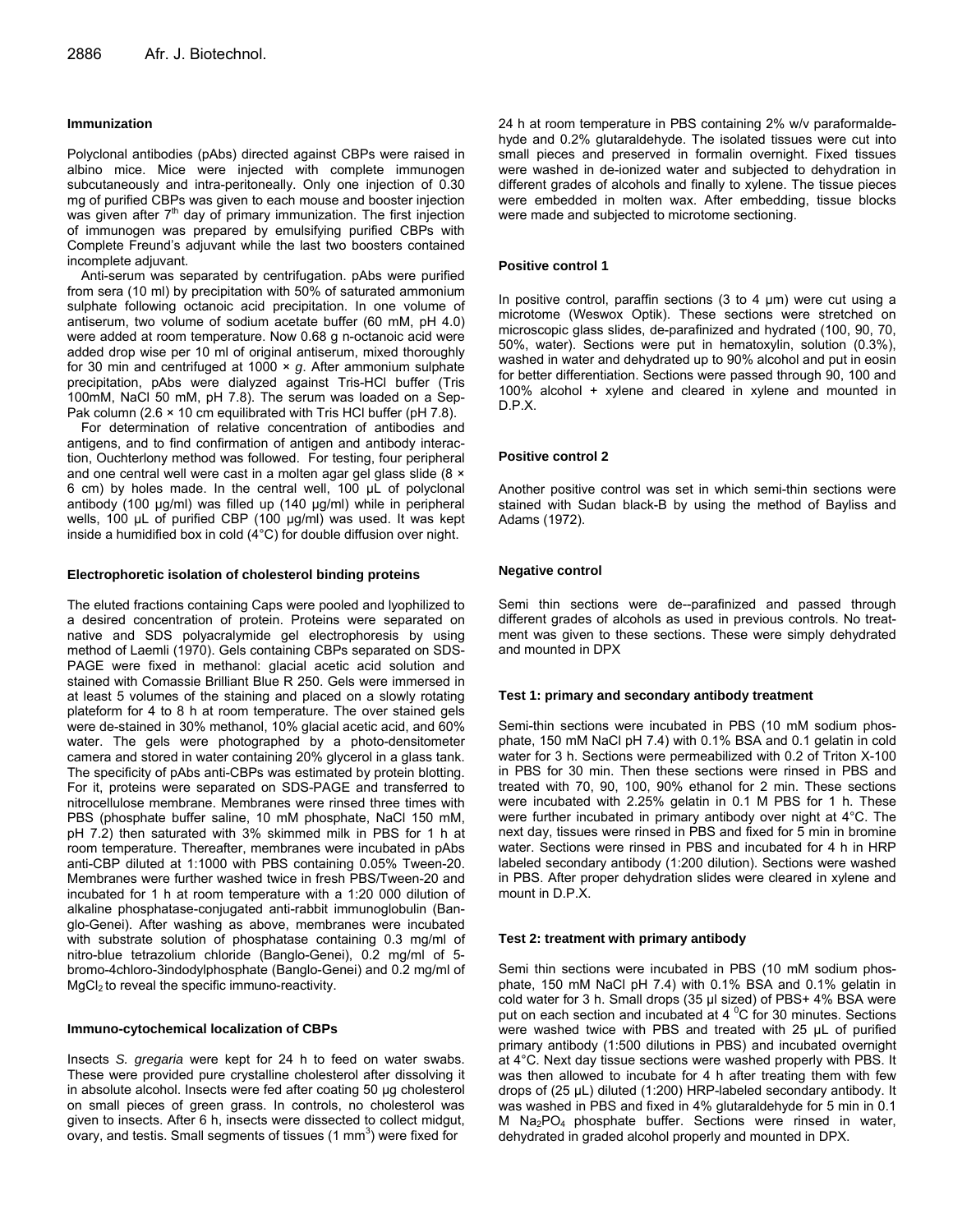### Immunization

Polyclonal antibodies (pAbs) directed against CBPs were raised in albino mice. Mice were injected with complete immunogen subcutaneously and intra-peritoneally. Only one injection of 0.30 mg of purified CBPs was given to each mouse and booster injection was given after 7$^{th}$ day of primary immunization. The first injection of immunogen was prepared by emulsifying purified CBPs with Complete Freund's adjuvant while the last two boosters contained incomplete adjuvant.

Anti-serum was separated by centrifugation. pAbs were purified from sera (10 ml) by precipitation with 50% of saturated ammonium sulphate following octanoic acid precipitation. In one volume of antiserum, two volume of sodium acetate buffer (60 mM, pH 4.0) were added at room temperature. Now 0.68 g n-octanoic acid were added drop wise per 10 ml of original antiserum, mixed thoroughly for 30 min and centrifuged at 1000 × *g*. After ammonium sulphate precipitation, pAbs were dialyzed against Tris-HCl buffer (Tris 100mM, NaCl 50 mM, pH 7.8). The serum was loaded on a Sep-Pak column (2.6 × 10 cm equilibrated with Tris HCl buffer (pH 7.8).

For determination of relative concentration of antibodies and antigens, and to find confirmation of antigen and antibody interaction, Ouchterlony method was followed. For testing, four peripheral and one central well were cast in a molten agar gel glass slide (8 × 6 cm) by holes made. In the central well, 100 µL of polyclonal antibody (100 µg/ml) was filled up (140 µg/ml) while in peripheral wells, 100 µL of purified CBP (100 µg/ml) was used. It was kept inside a humidified box in cold (4°C) for double diffusion over night.

### Electrophoretic isolation of cholesterol binding proteins

The eluted fractions containing Caps were pooled and lyophilized to a desired concentration of protein. Proteins were separated on native and SDS polyacralymide gel electrophoresis by using method of Laemli (1970). Gels containing CBPs separated on SDS-PAGE were fixed in methanol: glacial acetic acid solution and stained with Comassie Brilliant Blue R 250. Gels were immersed in at least 5 volumes of the staining and placed on a slowly rotating plateform for 4 to 8 h at room temperature. The over stained gels were de-stained in 30% methanol, 10% glacial acetic acid, and 60% water. The gels were photographed by a photo-densitometer camera and stored in water containing 20% glycerol in a glass tank. The specificity of pAbs anti-CBPs was estimated by protein blotting. For it, proteins were separated on SDS-PAGE and transferred to nitrocellulose membrane. Membranes were rinsed three times with PBS (phosphate buffer saline, 10 mM phosphate, NaCl 150 mM, pH 7.2) then saturated with 3% skimmed milk in PBS for 1 h at room temperature. Thereafter, membranes were incubated in pAbs anti-CBP diluted at 1:1000 with PBS containing 0.05% Tween-20. Membranes were further washed twice in fresh PBS/Tween-20 and incubated for 1 h at room temperature with a 1:20 000 dilution of alkaline phosphatase-conjugated anti-rabbit immunoglobulin (Banglo-Genei). After washing as above, membranes were incubated with substrate solution of phosphatase containing 0.3 mg/ml of nitro-blue tetrazolium chloride (Banglo-Genei), 0.2 mg/ml of 5-bromo-4chloro-3indodylphosphate (Banglo-Genei) and 0.2 mg/ml of $MgCl_2$ to reveal the specific immuno-reactivity.

### Immuno-cytochemical localization of CBPs

Insects *S. gregaria* were kept for 24 h to feed on water swabs. These were provided pure crystalline cholesterol after dissolving it in absolute alcohol. Insects were fed after coating 50 µg cholesterol on small pieces of green grass. In controls, no cholesterol was given to insects. After 6 h, insects were dissected to collect midgut, ovary, and testis. Small segments of tissues (1 mm$^3$) were fixed for 24 h at room temperature in PBS containing 2% w/v paraformaldehyde and 0.2% glutaraldehyde. The isolated tissues were cut into small pieces and preserved in formalin overnight. Fixed tissues were washed in de-ionized water and subjected to dehydration in different grades of alcohols and finally to xylene. The tissue pieces were embedded in molten wax. After embedding, tissue blocks were made and subjected to microtome sectioning.

### Positive control 1

In positive control, paraffin sections (3 to 4 µm) were cut using a microtome (Weswox Optik). These sections were stretched on microscopic glass slides, de-parafinized and hydrated (100, 90, 70, 50%, water). Sections were put in hematoxylin, solution (0.3%), washed in water and dehydrated up to 90% alcohol and put in eosin for better differentiation. Sections were passed through 90, 100 and 100% alcohol + xylene and cleared in xylene and mounted in D.P.X.

### Positive control 2

Another positive control was set in which semi-thin sections were stained with Sudan black-B by using the method of Bayliss and Adams (1972).

### Negative control

Semi thin sections were de--parafinized and passed through different grades of alcohols as used in previous controls. No treatment was given to these sections. These were simply dehydrated and mounted in DPX

### Test 1: primary and secondary antibody treatment

Semi-thin sections were incubated in PBS (10 mM sodium phosphate, 150 mM NaCl pH 7.4) with 0.1% BSA and 0.1 gelatin in cold water for 3 h. Sections were permeabilized with 0.2 of Triton X-100 in PBS for 30 min. Then these sections were rinsed in PBS and treated with 70, 90, 100, 90% ethanol for 2 min. These sections were incubated with 2.25% gelatin in 0.1 M PBS for 1 h. These were further incubated in primary antibody over night at 4°C. The next day, tissues were rinsed in PBS and fixed for 5 min in bromine water. Sections were rinsed in PBS and incubated for 4 h in HRP labeled secondary antibody (1:200 dilution). Sections were washed in PBS. After proper dehydration slides were cleared in xylene and mount in D.P.X.

### Test 2: treatment with primary antibody

Semi thin sections were incubated in PBS (10 mM sodium phosphate, 150 mM NaCl pH 7.4) with 0.1% BSA and 0.1% gelatin in cold water for 3 h. Small drops (35 µl sized) of PBS+ 4% BSA were put on each section and incubated at 4 $^0$C for 30 minutes. Sections were washed twice with PBS and treated with 25 µL of purified primary antibody (1:500 dilutions in PBS) and incubated overnight at 4°C. Next day tissue sections were washed properly with PBS. It was then allowed to incubate for 4 h after treating them with few drops of (25 µL) diluted (1:200) HRP-labeled secondary antibody. It was washed in PBS and fixed in 4% glutaraldehyde for 5 min in 0.1 M $Na_2PO_4$ phosphate buffer. Sections were rinsed in water, dehydrated in graded alcohol properly and mounted in DPX.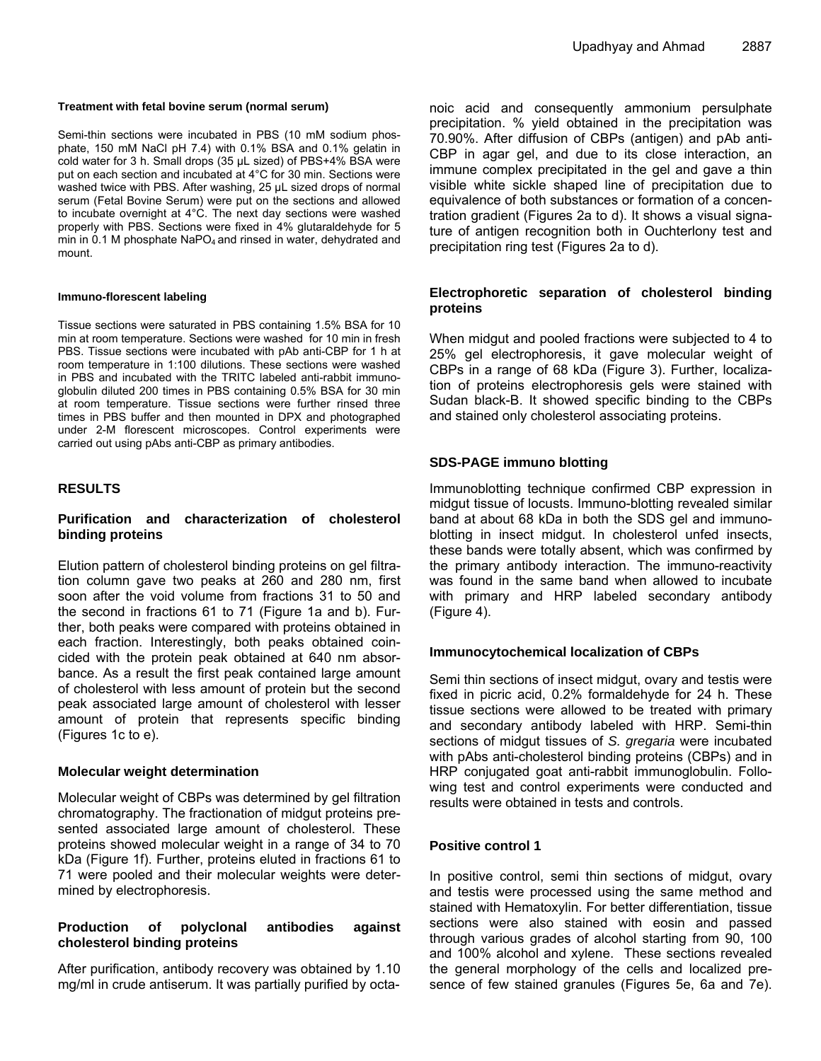#### Treatment with fetal bovine serum (normal serum)

Semi-thin sections were incubated in PBS (10 mM sodium phosphate, 150 mM NaCl pH 7.4) with 0.1% BSA and 0.1% gelatin in cold water for 3 h. Small drops (35 µL sized) of PBS+4% BSA were put on each section and incubated at 4°C for 30 min. Sections were washed twice with PBS. After washing, 25 µL sized drops of normal serum (Fetal Bovine Serum) were put on the sections and allowed to incubate overnight at 4°C. The next day sections were washed properly with PBS. Sections were fixed in 4% glutaraldehyde for 5 min in 0.1 M phosphate $NaPO_4$ and rinsed in water, dehydrated and mount.

#### Immuno-florescent labeling

Tissue sections were saturated in PBS containing 1.5% BSA for 10 min at room temperature. Sections were washed for 10 min in fresh PBS. Tissue sections were incubated with pAb anti-CBP for 1 h at room temperature in 1:100 dilutions. These sections were washed in PBS and incubated with the TRITC labeled anti-rabbit immunoglobulin diluted 200 times in PBS containing 0.5% BSA for 30 min at room temperature. Tissue sections were further rinsed three times in PBS buffer and then mounted in DPX and photographed under 2-M florescent microscopes. Control experiments were carried out using pAbs anti-CBP as primary antibodies.

## RESULTS

### Purification and characterization of cholesterol binding proteins

Elution pattern of cholesterol binding proteins on gel filtration column gave two peaks at 260 and 280 nm, first soon after the void volume from fractions 31 to 50 and the second in fractions 61 to 71 (Figure 1a and b). Further, both peaks were compared with proteins obtained in each fraction. Interestingly, both peaks obtained coincided with the protein peak obtained at 640 nm absorbance. As a result the first peak contained large amount of cholesterol with less amount of protein but the second peak associated large amount of cholesterol with lesser amount of protein that represents specific binding (Figures 1c to e).

### Molecular weight determination

Molecular weight of CBPs was determined by gel filtration chromatography. The fractionation of midgut proteins presented associated large amount of cholesterol. These proteins showed molecular weight in a range of 34 to 70 kDa (Figure 1f). Further, proteins eluted in fractions 61 to 71 were pooled and their molecular weights were determined by electrophoresis.

### Production of polyclonal antibodies against cholesterol binding proteins

After purification, antibody recovery was obtained by 1.10 mg/ml in crude antiserum. It was partially purified by octanoic acid and consequently ammonium persulphate precipitation. % yield obtained in the precipitation was 70.90%. After diffusion of CBPs (antigen) and pAb anti-CBP in agar gel, and due to its close interaction, an immune complex precipitated in the gel and gave a thin visible white sickle shaped line of precipitation due to equivalence of both substances or formation of a concentration gradient (Figures 2a to d). It shows a visual signature of antigen recognition both in Ouchterlony test and precipitation ring test (Figures 2a to d).

### Electrophoretic separation of cholesterol binding proteins

When midgut and pooled fractions were subjected to 4 to 25% gel electrophoresis, it gave molecular weight of CBPs in a range of 68 kDa (Figure 3). Further, localization of proteins electrophoresis gels were stained with Sudan black-B. It showed specific binding to the CBPs and stained only cholesterol associating proteins.

### SDS-PAGE immuno blotting

Immunoblotting technique confirmed CBP expression in midgut tissue of locusts. Immuno-blotting revealed similar band at about 68 kDa in both the SDS gel and immunoblotting in insect midgut. In cholesterol unfed insects, these bands were totally absent, which was confirmed by the primary antibody interaction. The immuno-reactivity was found in the same band when allowed to incubate with primary and HRP labeled secondary antibody (Figure 4).

### Immunocytochemical localization of CBPs

Semi thin sections of insect midgut, ovary and testis were fixed in picric acid, 0.2% formaldehyde for 24 h. These tissue sections were allowed to be treated with primary and secondary antibody labeled with HRP. Semi-thin sections of midgut tissues of *S. gregaria* were incubated with pAbs anti-cholesterol binding proteins (CBPs) and in HRP conjugated goat anti-rabbit immunoglobulin. Following test and control experiments were conducted and results were obtained in tests and controls.

### Positive control 1

In positive control, semi thin sections of midgut, ovary and testis were processed using the same method and stained with Hematoxylin. For better differentiation, tissue sections were also stained with eosin and passed through various grades of alcohol starting from 90, 100 and 100% alcohol and xylene. These sections revealed the general morphology of the cells and localized presence of few stained granules (Figures 5e, 6a and 7e).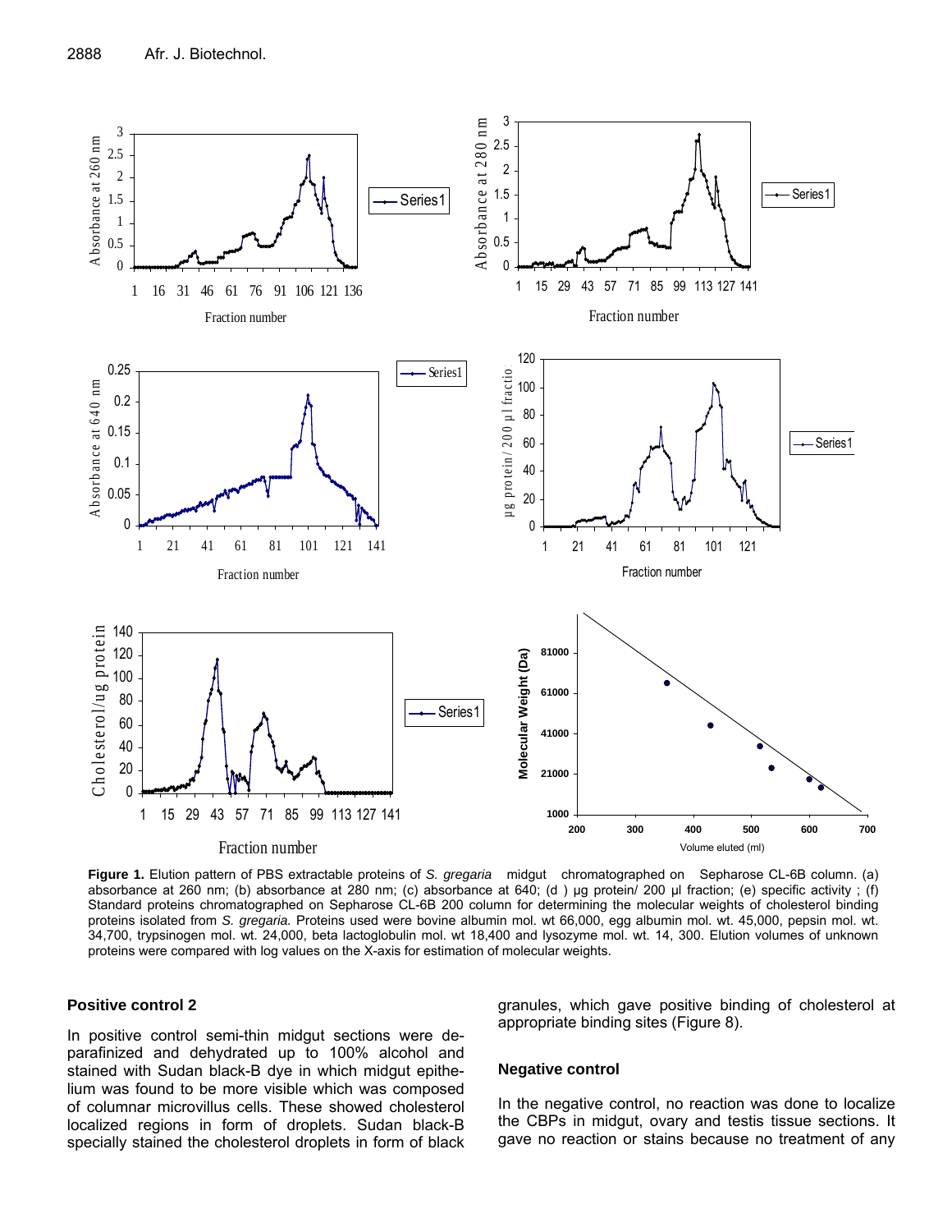**Figure 1.** Elution pattern of PBS extractable proteins of *S. gregaria* midgut chromatographed on Sepharose CL-6B column. (a) absorbance at 260 nm; (b) absorbance at 280 nm; (c) absorbance at 640; (d ) µg protein/ 200 µl fraction; (e) specific activity ; (f) Standard proteins chromatographed on Sepharose CL-6B 200 column for determining the molecular weights of cholesterol binding proteins isolated from *S. gregaria.* Proteins used were bovine albumin mol. wt 66,000, egg albumin mol. wt. 45,000, pepsin mol. wt. 34,700, trypsinogen mol. wt. 24,000, beta lactoglobulin mol. wt 18,400 and lysozyme mol. wt. 14, 300. Elution volumes of unknown proteins were compared with log values on the X-axis for estimation of molecular weights.

### Positive control 2

In positive control semi-thin midgut sections were deparafinized and dehydrated up to 100% alcohol and stained with Sudan black-B dye in which midgut epithelium was found to be more visible which was composed of columnar microvillus cells. These showed cholesterol localized regions in form of droplets. Sudan black-B specially stained the cholesterol droplets in form of black granules, which gave positive binding of cholesterol at appropriate binding sites (Figure 8).

### Negative control

In the negative control, no reaction was done to localize the CBPs in midgut, ovary and testis tissue sections. It gave no reaction or stains because no treatment of any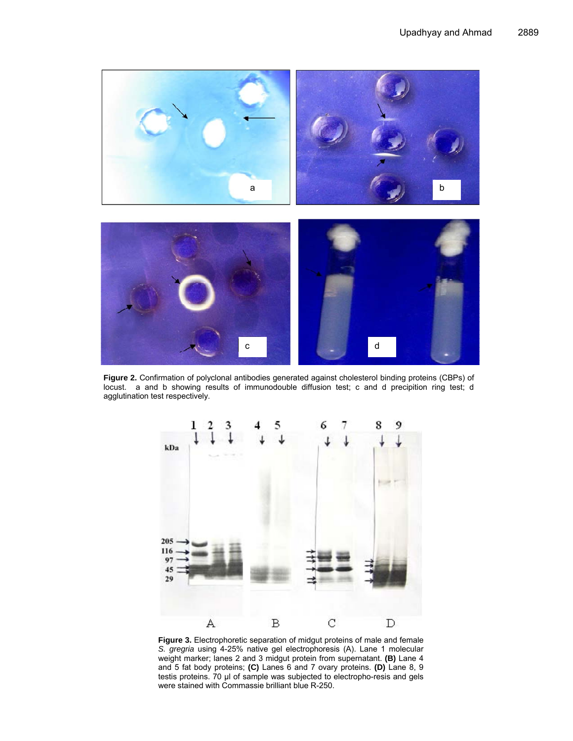**Figure 2.** Confirmation of polyclonal antibodies generated against cholesterol binding proteins (CBPs) of locust. a and b showing results of immunodouble diffusion test; c and d precipition ring test; d agglutination test respectively.

**Figure 3.** Electrophoretic separation of midgut proteins of male and female *S. gregria* using 4-25% native gel electrophoresis (A). Lane 1 molecular weight marker; lanes 2 and 3 midgut protein from supernatant. **(B)** Lane 4 and 5 fat body proteins; **(C)** Lanes 6 and 7 ovary proteins. **(D)** Lane 8, 9 testis proteins. 70 µl of sample was subjected to electropho-resis and gels were stained with Commassie brilliant blue R-250.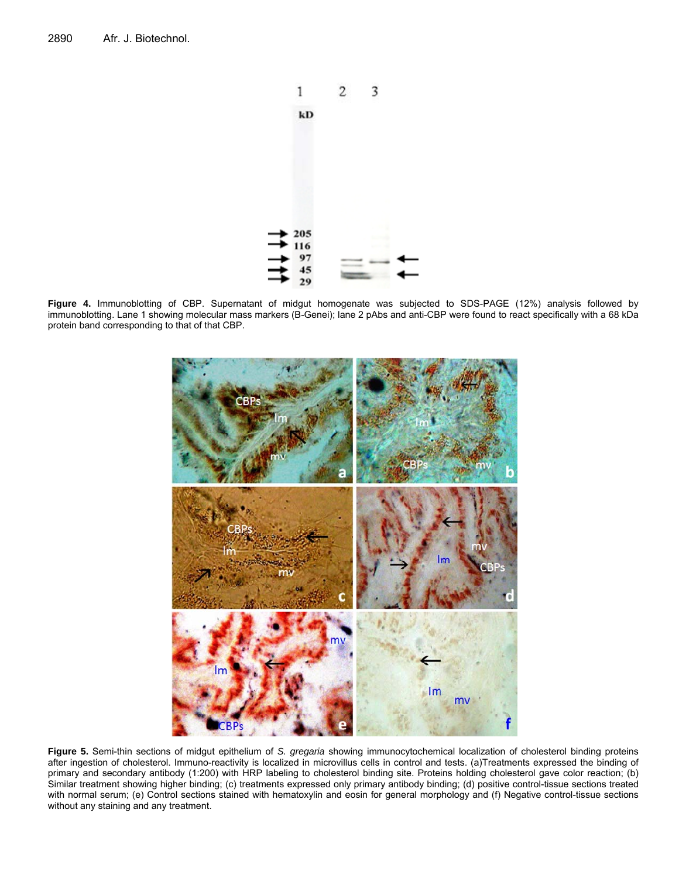**Figure 4.** Immunoblotting of CBP. Supernatant of midgut homogenate was subjected to SDS-PAGE (12%) analysis followed by immunoblotting. Lane 1 showing molecular mass markers (B-Genei); lane 2 pAbs and anti-CBP were found to react specifically with a 68 kDa protein band corresponding to that of that CBP.

**Figure 5.** Semi-thin sections of midgut epithelium of *S. gregaria* showing immunocytochemical localization of cholesterol binding proteins after ingestion of cholesterol. Immuno-reactivity is localized in microvillus cells in control and tests. (a)Treatments expressed the binding of primary and secondary antibody (1:200) with HRP labeling to cholesterol binding site. Proteins holding cholesterol gave color reaction; (b) Similar treatment showing higher binding; (c) treatments expressed only primary antibody binding; (d) positive control-tissue sections treated with normal serum; (e) Control sections stained with hematoxylin and eosin for general morphology and (f) Negative control-tissue sections without any staining and any treatment.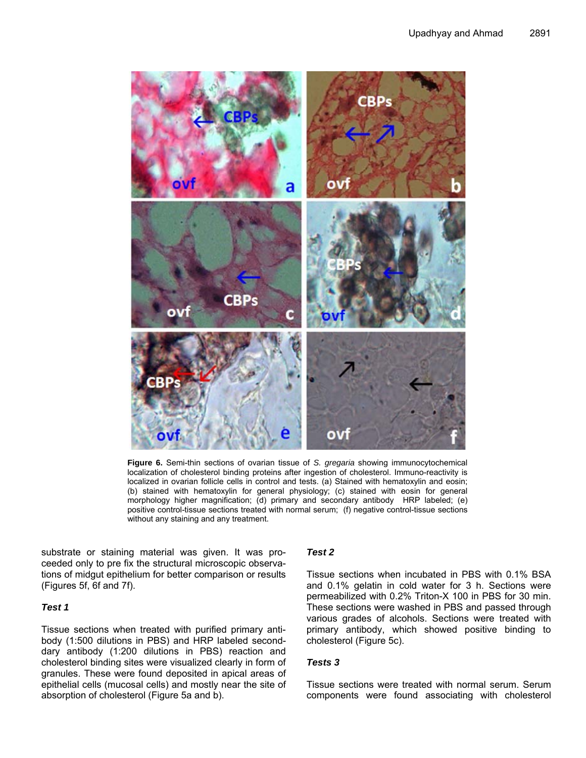**Figure 6.** Semi-thin sections of ovarian tissue of *S. gregaria* showing immunocytochemical localization of cholesterol binding proteins after ingestion of cholesterol. Immuno-reactivity is localized in ovarian follicle cells in control and tests. (a) Stained with hematoxylin and eosin; (b) stained with hematoxylin for general physiology; (c) stained with eosin for general morphology higher magnification; (d) primary and secondary antibody HRP labeled; (e) positive control-tissue sections treated with normal serum; (f) negative control-tissue sections without any staining and any treatment.

substrate or staining material was given. It was proceeded only to pre fix the structural microscopic observations of midgut epithelium for better comparison or results (Figures 5f, 6f and 7f).

### *Test 1*

Tissue sections when treated with purified primary antibody (1:500 dilutions in PBS) and HRP labeled secondary antibody (1:200 dilutions in PBS) reaction and cholesterol binding sites were visualized clearly in form of granules. These were found deposited in apical areas of epithelial cells (mucosal cells) and mostly near the site of absorption of cholesterol (Figure 5a and b).

### *Test 2*

Tissue sections when incubated in PBS with 0.1% BSA and 0.1% gelatin in cold water for 3 h. Sections were permeabilized with 0.2% Triton-X 100 in PBS for 30 min. These sections were washed in PBS and passed through various grades of alcohols. Sections were treated with primary antibody, which showed positive binding to cholesterol (Figure 5c).

### *Tests 3*

Tissue sections were treated with normal serum. Serum components were found associating with cholesterol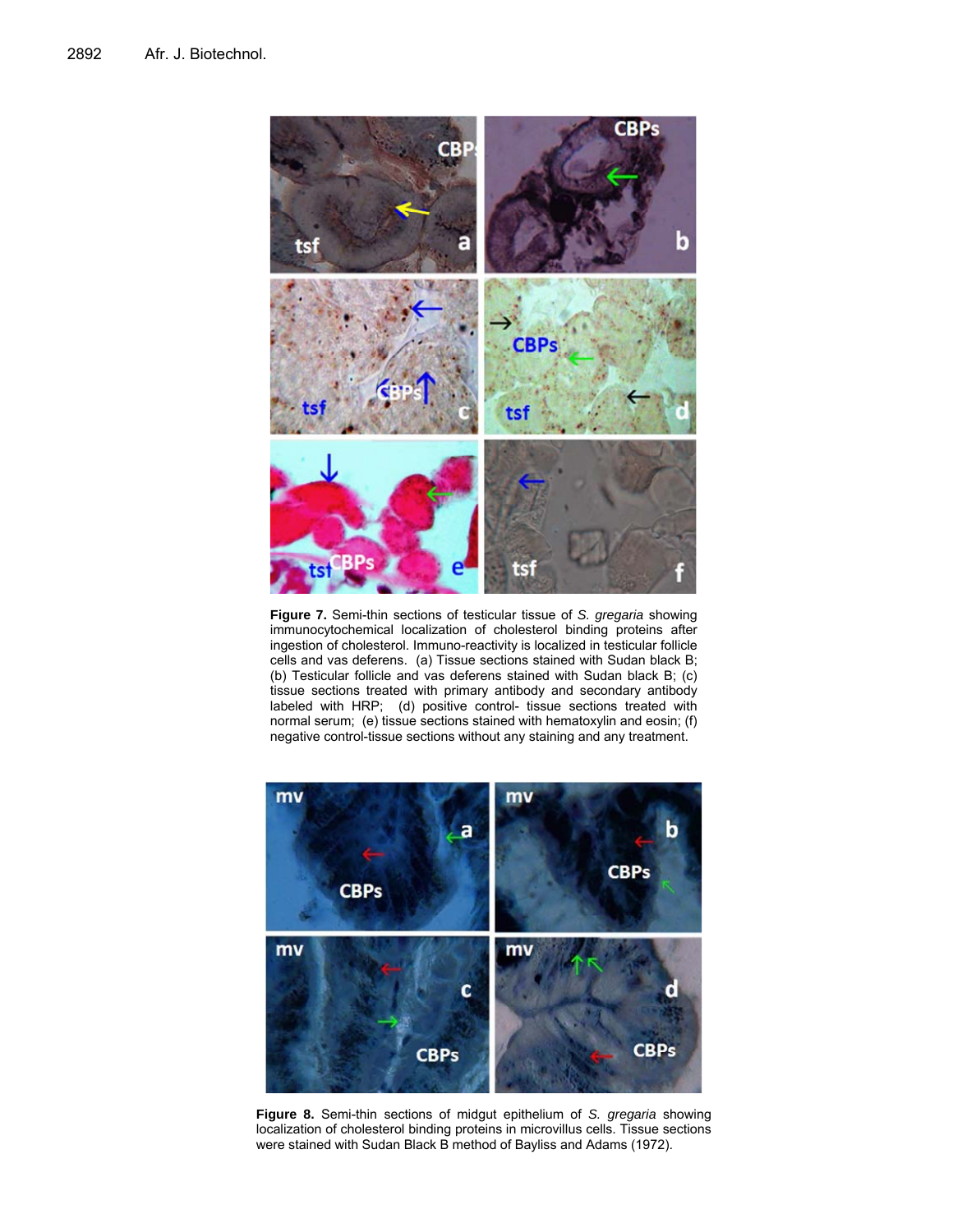**Figure 7.** Semi-thin sections of testicular tissue of *S. gregaria* showing immunocytochemical localization of cholesterol binding proteins after ingestion of cholesterol. Immuno-reactivity is localized in testicular follicle cells and vas deferens. (a) Tissue sections stained with Sudan black B; (b) Testicular follicle and vas deferens stained with Sudan black B; (c) tissue sections treated with primary antibody and secondary antibody labeled with HRP; (d) positive control- tissue sections treated with normal serum; (e) tissue sections stained with hematoxylin and eosin; (f) negative control-tissue sections without any staining and any treatment.

**Figure 8.** Semi-thin sections of midgut epithelium of *S. gregaria* showing localization of cholesterol binding proteins in microvillus cells. Tissue sections were stained with Sudan Black B method of Bayliss and Adams (1972).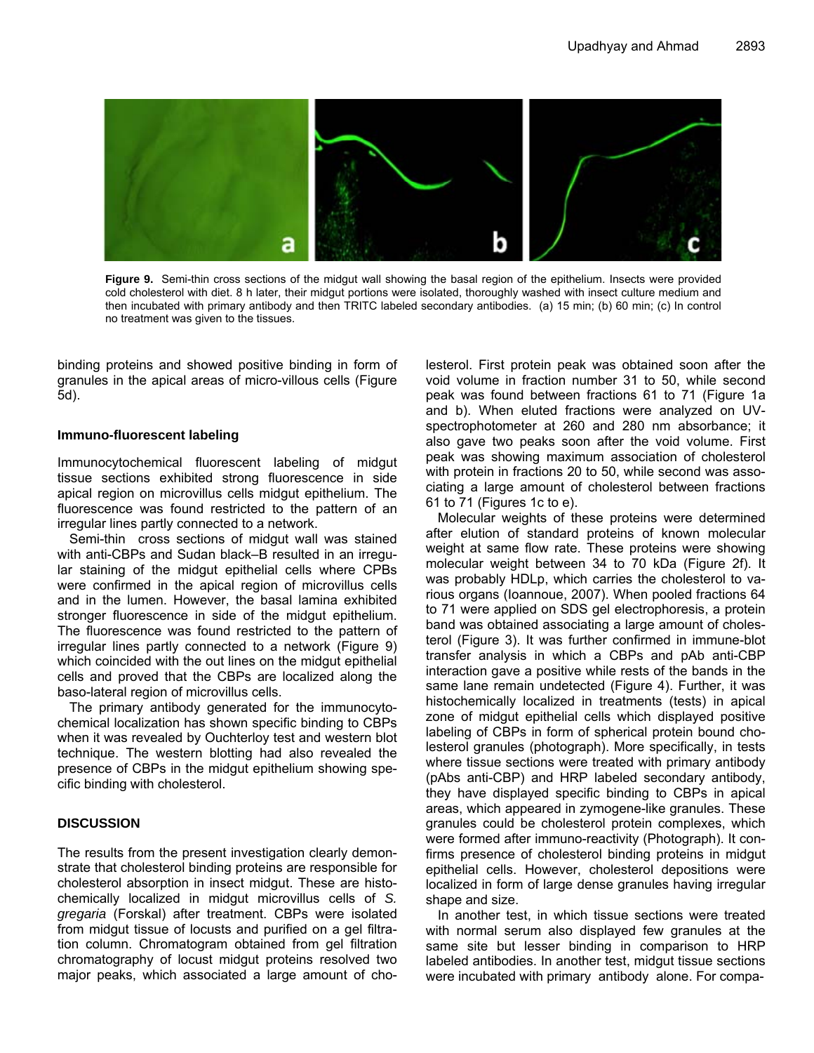**Figure 9.** Semi-thin cross sections of the midgut wall showing the basal region of the epithelium. Insects were provided cold cholesterol with diet. 8 h later, their midgut portions were isolated, thoroughly washed with insect culture medium and then incubated with primary antibody and then TRITC labeled secondary antibodies. (a) 15 min; (b) 60 min; (c) In control no treatment was given to the tissues.

binding proteins and showed positive binding in form of granules in the apical areas of micro-villous cells (Figure 5d).

### Immuno-fluorescent labeling

Immunocytochemical fluorescent labeling of midgut tissue sections exhibited strong fluorescence in side apical region on microvillus cells midgut epithelium. The fluorescence was found restricted to the pattern of an irregular lines partly connected to a network.

Semi-thin cross sections of midgut wall was stained with anti-CBPs and Sudan black–B resulted in an irregular staining of the midgut epithelial cells where CPBs were confirmed in the apical region of microvillus cells and in the lumen. However, the basal lamina exhibited stronger fluorescence in side of the midgut epithelium. The fluorescence was found restricted to the pattern of irregular lines partly connected to a network (Figure 9) which coincided with the out lines on the midgut epithelial cells and proved that the CBPs are localized along the baso-lateral region of microvillus cells.

The primary antibody generated for the immunocytochemical localization has shown specific binding to CBPs when it was revealed by Ouchterloy test and western blot technique. The western blotting had also revealed the presence of CBPs in the midgut epithelium showing specific binding with cholesterol.

## DISCUSSION

The results from the present investigation clearly demonstrate that cholesterol binding proteins are responsible for cholesterol absorption in insect midgut. These are histochemically localized in midgut microvillus cells of *S. gregaria* (Forskal) after treatment. CBPs were isolated from midgut tissue of locusts and purified on a gel filtration column. Chromatogram obtained from gel filtration chromatography of locust midgut proteins resolved two major peaks, which associated a large amount of cholesterol. First protein peak was obtained soon after the void volume in fraction number 31 to 50, while second peak was found between fractions 61 to 71 (Figure 1a and b). When eluted fractions were analyzed on UV-spectrophotometer at 260 and 280 nm absorbance; it also gave two peaks soon after the void volume. First peak was showing maximum association of cholesterol with protein in fractions 20 to 50, while second was associating a large amount of cholesterol between fractions 61 to 71 (Figures 1c to e).

Molecular weights of these proteins were determined after elution of standard proteins of known molecular weight at same flow rate. These proteins were showing molecular weight between 34 to 70 kDa (Figure 2f). It was probably HDLp, which carries the cholesterol to various organs (Ioannoue, 2007). When pooled fractions 64 to 71 were applied on SDS gel electrophoresis, a protein band was obtained associating a large amount of cholesterol (Figure 3). It was further confirmed in immune-blot transfer analysis in which a CBPs and pAb anti-CBP interaction gave a positive while rests of the bands in the same lane remain undetected (Figure 4). Further, it was histochemically localized in treatments (tests) in apical zone of midgut epithelial cells which displayed positive labeling of CBPs in form of spherical protein bound cholesterol granules (photograph). More specifically, in tests where tissue sections were treated with primary antibody (pAbs anti-CBP) and HRP labeled secondary antibody, they have displayed specific binding to CBPs in apical areas, which appeared in zymogene-like granules. These granules could be cholesterol protein complexes, which were formed after immuno-reactivity (Photograph). It confirms presence of cholesterol binding proteins in midgut epithelial cells. However, cholesterol depositions were localized in form of large dense granules having irregular shape and size.

In another test, in which tissue sections were treated with normal serum also displayed few granules at the same site but lesser binding in comparison to HRP labeled antibodies. In another test, midgut tissue sections were incubated with primary antibody alone. For compa-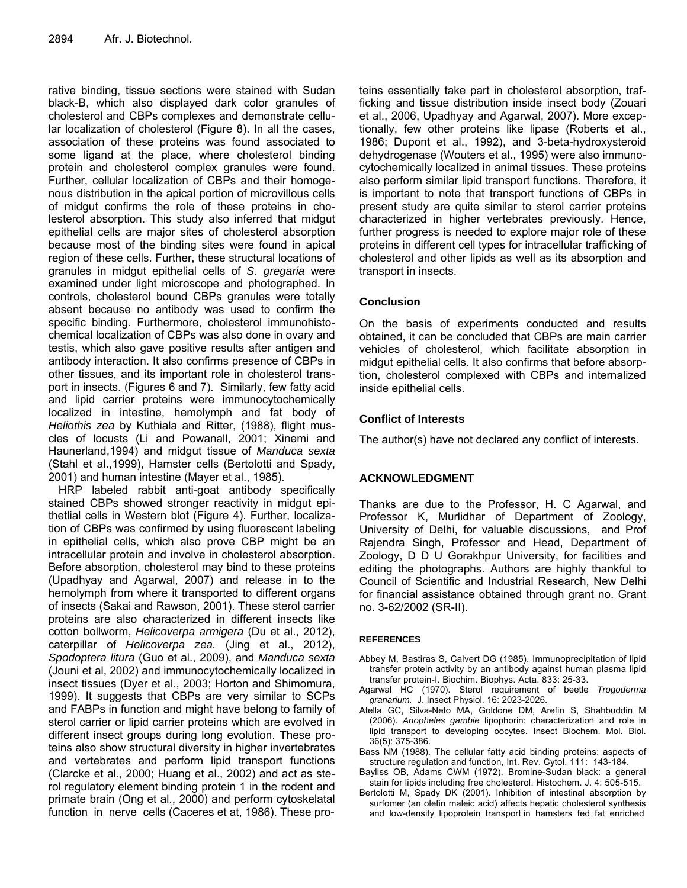rative binding, tissue sections were stained with Sudan black-B, which also displayed dark color granules of cholesterol and CBPs complexes and demonstrate cellular localization of cholesterol (Figure 8). In all the cases, association of these proteins was found associated to some ligand at the place, where cholesterol binding protein and cholesterol complex granules were found. Further, cellular localization of CBPs and their homogenous distribution in the apical portion of microvillous cells of midgut confirms the role of these proteins in cholesterol absorption. This study also inferred that midgut epithelial cells are major sites of cholesterol absorption because most of the binding sites were found in apical region of these cells. Further, these structural locations of granules in midgut epithelial cells of *S. gregaria* were examined under light microscope and photographed. In controls, cholesterol bound CBPs granules were totally absent because no antibody was used to confirm the specific binding. Furthermore, cholesterol immunohistochemical localization of CBPs was also done in ovary and testis, which also gave positive results after antigen and antibody interaction. It also confirms presence of CBPs in other tissues, and its important role in cholesterol transport in insects. (Figures 6 and 7). Similarly, few fatty acid and lipid carrier proteins were immunocytochemically localized in intestine, hemolymph and fat body of *Heliothis zea* by Kuthiala and Ritter, (1988), flight muscles of locusts (Li and Powanall, 2001; Xinemi and Haunerland,1994) and midgut tissue of *Manduca sexta* (Stahl et al.,1999), Hamster cells (Bertolotti and Spady, 2001) and human intestine (Mayer et al., 1985).

HRP labeled rabbit anti-goat antibody specifically stained CBPs showed stronger reactivity in midgut epithetlial cells in Western blot (Figure 4). Further, localization of CBPs was confirmed by using fluorescent labeling in epithelial cells, which also prove CBP might be an intracellular protein and involve in cholesterol absorption. Before absorption, cholesterol may bind to these proteins (Upadhyay and Agarwal, 2007) and release in to the hemolymph from where it transported to different organs of insects (Sakai and Rawson, 2001). These sterol carrier proteins are also characterized in different insects like cotton bollworm, *Helicoverpa armigera* (Du et al., 2012), caterpillar of *Helicoverpa zea.* (Jing et al., 2012), *Spodoptera litura* (Guo et al., 2009), and *Manduca sexta* (Jouni et al, 2002) and immunocytochemically localized in insect tissues (Dyer et al., 2003; Horton and Shimomura, 1999). It suggests that CBPs are very similar to SCPs and FABPs in function and might have belong to family of sterol carrier or lipid carrier proteins which are evolved in different insect groups during long evolution. These proteins also show structural diversity in higher invertebrates and vertebrates and perform lipid transport functions (Clarcke et al., 2000; Huang et al., 2002) and act as sterol regulatory element binding protein 1 in the rodent and primate brain (Ong et al., 2000) and perform cytoskelatal function in nerve cells (Caceres et at, 1986). These proteins essentially take part in cholesterol absorption, trafficking and tissue distribution inside insect body (Zouari et al., 2006, Upadhyay and Agarwal, 2007). More exceptionally, few other proteins like lipase (Roberts et al., 1986; Dupont et al., 1992), and 3-beta-hydroxysteroid dehydrogenase (Wouters et al., 1995) were also immunocytochemically localized in animal tissues. These proteins also perform similar lipid transport functions. Therefore, it is important to note that transport functions of CBPs in present study are quite similar to sterol carrier proteins characterized in higher vertebrates previously. Hence, further progress is needed to explore major role of these proteins in different cell types for intracellular trafficking of cholesterol and other lipids as well as its absorption and transport in insects.

## Conclusion

On the basis of experiments conducted and results obtained, it can be concluded that CBPs are main carrier vehicles of cholesterol, which facilitate absorption in midgut epithelial cells. It also confirms that before absorption, cholesterol complexed with CBPs and internalized inside epithelial cells.

## Conflict of Interests

The author(s) have not declared any conflict of interests.

## ACKNOWLEDGMENT

Thanks are due to the Professor, H. C Agarwal, and Professor K, Murlidhar of Department of Zoology, University of Delhi, for valuable discussions, and Prof Rajendra Singh, Professor and Head, Department of Zoology, D D U Gorakhpur University, for facilities and editing the photographs. Authors are highly thankful to Council of Scientific and Industrial Research, New Delhi for financial assistance obtained through grant no. Grant no. 3-62/2002 (SR-II).

## REFERENCES

Abbey M, Bastiras S, Calvert DG (1985). Immunoprecipitation of lipid transfer protein activity by an antibody against human plasma lipid transfer protein-I. Biochim. Biophys. Acta. 833: 25-33.

Agarwal HC (1970). Sterol requirement of beetle *Trogoderma granarium.* J. Insect Physiol. 16: 2023-2026.

Atella GC, Silva-Neto MA, Goldone DM, Arefin S, Shahbuddin M (2006). *Anopheles gambie* lipophorin: characterization and role in lipid transport to developing oocytes. Insect Biochem. Mol. Biol. 36(5): 375-386.

Bass NM (1988). The cellular fatty acid binding proteins: aspects of structure regulation and function, Int. Rev. Cytol. 111: 143-184.

Bayliss OB, Adams CWM (1972). Bromine-Sudan black: a general stain for lipids including free cholesterol. Histochem. J. 4: 505-515.

Bertolotti M, Spady DK (2001). Inhibition of intestinal absorption by surfomer (an olefin maleic acid) affects hepatic cholesterol synthesis and low-density lipoprotein transport in hamsters fed fat enriched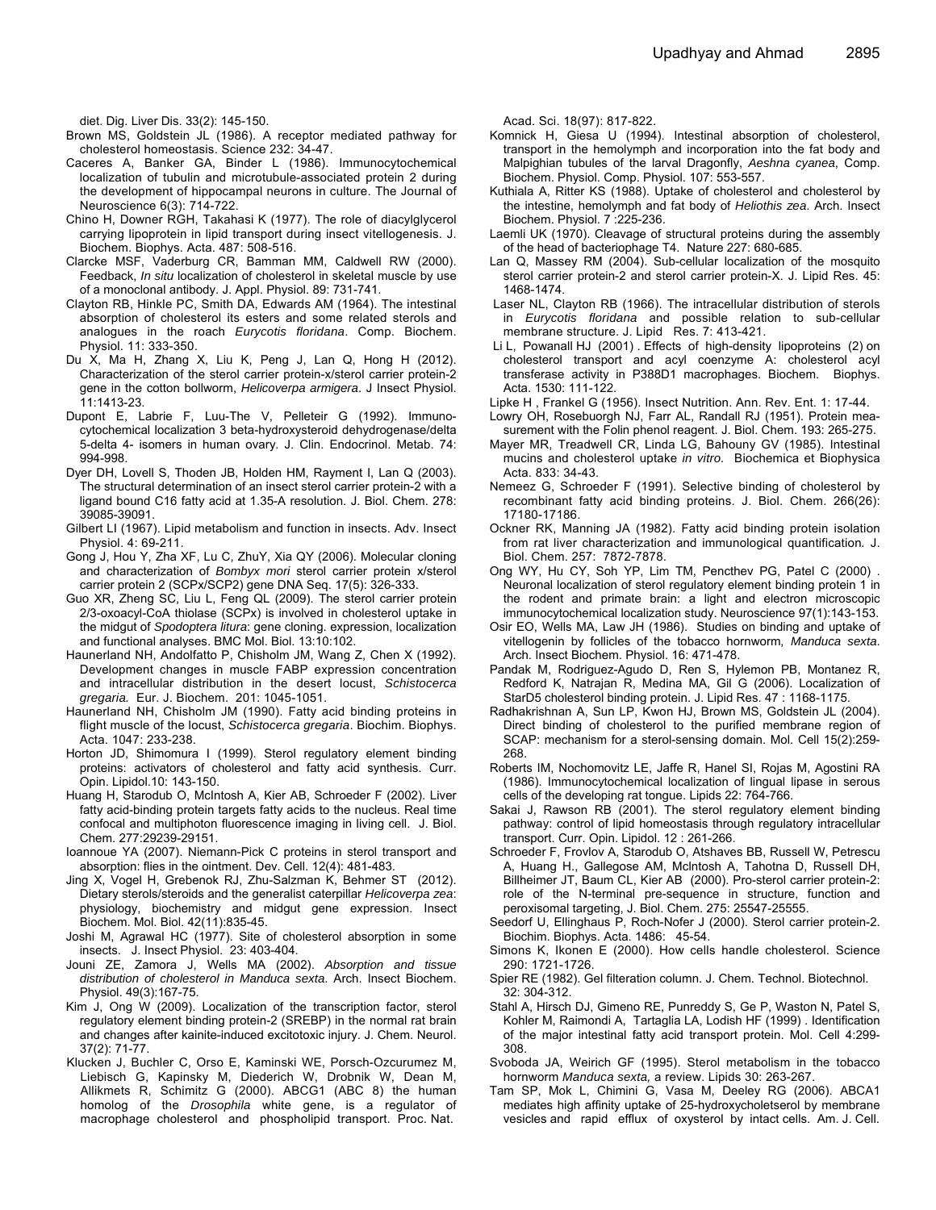diet. Dig. Liver Dis. 33(2): 145-150.

Brown MS, Goldstein JL (1986). A receptor mediated pathway for cholesterol homeostasis. Science 232: 34-47.

Caceres A, Banker GA, Binder L (1986). Immunocytochemical localization of tubulin and microtubule-associated protein 2 during the development of hippocampal neurons in culture. The Journal of Neuroscience 6(3): 714-722.

Chino H, Downer RGH, Takahasi K (1977). The role of diacylglycerol carrying lipoprotein in lipid transport during insect vitellogenesis. J. Biochem. Biophys. Acta. 487: 508-516.

Clarcke MSF, Vaderburg CR, Bamman MM, Caldwell RW (2000). Feedback, *In situ* localization of cholesterol in skeletal muscle by use of a monoclonal antibody. J. Appl. Physiol. 89: 731-741.

Clayton RB, Hinkle PC, Smith DA, Edwards AM (1964). The intestinal absorption of cholesterol its esters and some related sterols and analogues in the roach *Eurycotis floridana*. Comp. Biochem. Physiol. 11: 333-350.

Du X, Ma H, Zhang X, Liu K, Peng J, Lan Q, Hong H (2012). Characterization of the sterol carrier protein-x/sterol carrier protein-2 gene in the cotton bollworm, *Helicoverpa armigera*. J Insect Physiol. 11:1413-23.

Dupont E, Labrie F, Luu-The V, Pelleteir G (1992). Immuno-cytochemical localization 3 beta-hydroxysteroid dehydrogenase/delta 5-delta 4- isomers in human ovary. J. Clin. Endocrinol. Metab. 74: 994-998.

Dyer DH, Lovell S, Thoden JB, Holden HM, Rayment I, Lan Q (2003). The structural determination of an insect sterol carrier protein-2 with a ligand bound C16 fatty acid at 1.35-A resolution. J. Biol. Chem. 278: 39085-39091.

Gilbert LI (1967). Lipid metabolism and function in insects. Adv. Insect Physiol. 4: 69-211.

Gong J, Hou Y, Zha XF, Lu C, ZhuY, Xia QY (2006). Molecular cloning and characterization of *Bombyx mori* sterol carrier protein x/sterol carrier protein 2 (SCPx/SCP2) gene DNA Seq. 17(5): 326-333.

Guo XR, Zheng SC, Liu L, Feng QL (2009). The sterol carrier protein 2/3-oxoacyl-CoA thiolase (SCPx) is involved in cholesterol uptake in the midgut of *Spodoptera litura*: gene cloning. expression, localization and functional analyses. BMC Mol. Biol. 13:10:102.

Haunerland NH, Andolfatto P, Chisholm JM, Wang Z, Chen X (1992). Development changes in muscle FABP expression concentration and intracellular distribution in the desert locust, *Schistocerca gregaria.* Eur. J. Biochem. 201: 1045-1051.

Haunerland NH, Chisholm JM (1990). Fatty acid binding proteins in flight muscle of the locust, *Schistocerca gregaria*. Biochim. Biophys. Acta. 1047: 233-238.

Horton JD, Shimomura I (1999). Sterol regulatory element binding proteins: activators of cholesterol and fatty acid synthesis. Curr. Opin. Lipidol.10: 143-150.

Huang H, Starodub O, McIntosh A, Kier AB, Schroeder F (2002). Liver fatty acid-binding protein targets fatty acids to the nucleus. Real time confocal and multiphoton fluorescence imaging in living cell. J. Biol. Chem. 277:29239-29151.

Ioannoue YA (2007). Niemann-Pick C proteins in sterol transport and absorption: flies in the ointment. Dev. Cell. 12(4): 481-483.

Jing X, Vogel H, Grebenok RJ, Zhu-Salzman K, Behmer ST (2012). Dietary sterols/steroids and the generalist caterpillar *Helicoverpa zea*: physiology, biochemistry and midgut gene expression. Insect Biochem. Mol. Biol. 42(11):835-45.

Joshi M, Agrawal HC (1977). Site of cholesterol absorption in some insects. J. Insect Physiol. 23: 403-404.

Jouni ZE, Zamora J, Wells MA (2002). *Absorption and tissue distribution of cholesterol in Manduca sexta.* Arch. Insect Biochem. Physiol. 49(3):167-75.

Kim J, Ong W (2009). Localization of the transcription factor, sterol regulatory element binding protein-2 (SREBP) in the normal rat brain and changes after kainite-induced excitotoxic injury. J. Chem. Neurol. 37(2): 71-77.

Klucken J, Buchler C, Orso E, Kaminski WE, Porsch-Ozcurumez M, Liebisch G, Kapinsky M, Diederich W, Drobnik W, Dean M, Allikmets R, Schimitz G (2000). ABCG1 (ABC 8) the human homolog of the *Drosophila* white gene, is a regulator of macrophage cholesterol and phospholipid transport. Proc. Nat. Acad. Sci. 18(97): 817-822.

Komnick H, Giesa U (1994). Intestinal absorption of cholesterol, transport in the hemolymph and incorporation into the fat body and Malpighian tubules of the larval Dragonfly, *Aeshna cyanea*, Comp. Biochem. Physiol. Comp. Physiol. 107: 553-557.

Kuthiala A, Ritter KS (1988). Uptake of cholesterol and cholesterol by the intestine, hemolymph and fat body of *Heliothis zea*. Arch. Insect Biochem. Physiol. 7 :225-236.

Laemli UK (1970). Cleavage of structural proteins during the assembly of the head of bacteriophage T4. Nature 227: 680-685.

Lan Q, Massey RM (2004). Sub-cellular localization of the mosquito sterol carrier protein-2 and sterol carrier protein-X. J. Lipid Res. 45: 1468-1474.

Laser NL, Clayton RB (1966). The intracellular distribution of sterols in *Eurycotis floridana* and possible relation to sub-cellular membrane structure. J. Lipid Res. 7: 413-421.

Li L, Powanall HJ (2001) . Effects of high-density lipoproteins (2) on cholesterol transport and acyl coenzyme A: cholesterol acyl transferase activity in P388D1 macrophages. Biochem. Biophys. Acta. 1530: 111-122.

Lipke H , Frankel G (1956). Insect Nutrition. Ann. Rev. Ent. 1: 17-44.

Lowry OH, Rosebuorgh NJ, Farr AL, Randall RJ (1951). Protein measurement with the Folin phenol reagent. J. Biol. Chem. 193: 265-275.

Mayer MR, Treadwell CR, Linda LG, Bahouny GV (1985). Intestinal mucins and cholesterol uptake *in vitro.* Biochemica et Biophysica Acta. 833: 34-43.

Nemeez G, Schroeder F (1991). Selective binding of cholesterol by recombinant fatty acid binding proteins. J. Biol. Chem. 266(26): 17180-17186.

Ockner RK, Manning JA (1982). Fatty acid binding protein isolation from rat liver characterization and immunological quantification. J. Biol. Chem. 257: 7872-7878.

Ong WY, Hu CY, Soh YP, Lim TM, Pencthev PG, Patel C (2000) . Neuronal localization of sterol regulatory element binding protein 1 in the rodent and primate brain: a light and electron microscopic immunocytochemical localization study. Neuroscience 97(1):143-153.

Osir EO, Wells MA, Law JH (1986). Studies on binding and uptake of vitellogenin by follicles of the tobacco hornworm*, Manduca sexta*. Arch. Insect Biochem. Physiol. 16: 471-478.

Pandak M, Rodriguez-Agudo D, Ren S, Hylemon PB, Montanez R, Redford K, Natrajan R, Medina MA, Gil G (2006). Localization of StarD5 cholesterol binding protein. J. Lipid Res. 47 : 1168-1175.

Radhakrishnan A, Sun LP, Kwon HJ, Brown MS, Goldstein JL (2004). Direct binding of cholesterol to the purified membrane region of SCAP: mechanism for a sterol-sensing domain. Mol. Cell 15(2):259-268.

Roberts IM, Nochomovitz LE, Jaffre R, Hanel SI, Rojas M, Agostini RA (1986). Immunocytochemical localization of lingual lipase in serous cells of the developing rat tongue. Lipids 22: 764-766.

Sakai J, Rawson RB (2001). The sterol regulatory element binding pathway: control of lipid homeostasis through regulatory intracellular transport. Curr. Opin. Lipidol. 12 : 261-266.

Schroeder F, Frovlov A, Starodub O, Atshaves BB, Russell W, Petrescu A, Huang H., Gallegose AM, McIntosh A, Tahotna D, Russell DH, Billheimer JT, Baum CL, Kier AB (2000). Pro-sterol carrier protein-2: role of the N-terminal pre-sequence in structure, function and peroxisomal targeting, J. Biol. Chem. 275: 25547-25555.

Seedorf U, Ellinghaus P, Roch-Nofer J (2000). Sterol carrier protein-2. Biochim. Biophys. Acta. 1486: 45-54.

Simons K, Ikonen E (2000). How cells handle cholesterol. Science 290: 1721-1726.

Spier RE (1982). Gel filteration column. J. Chem. Technol. Biotechnol. 32: 304-312.

Stahl A, Hirsch DJ, Gimeno RE, Punreddy S, Ge P, Waston N, Patel S, Kohler M, Raimondi A, Tartaglia LA, Lodish HF (1999) . Identification of the major intestinal fatty acid transport protein. Mol. Cell 4:299-308.

Svoboda JA, Weirich GF (1995). Sterol metabolism in the tobacco hornworm *Manduca sexta,* a review. Lipids 30: 263-267.

Tam SP, Mok L, Chimini G, Vasa M, Deeley RG (2006). ABCA1 mediates high affinity uptake of 25-hydroxycholetserol by membrane vesicles and rapid efflux of oxysterol by intact cells. Am. J. Cell.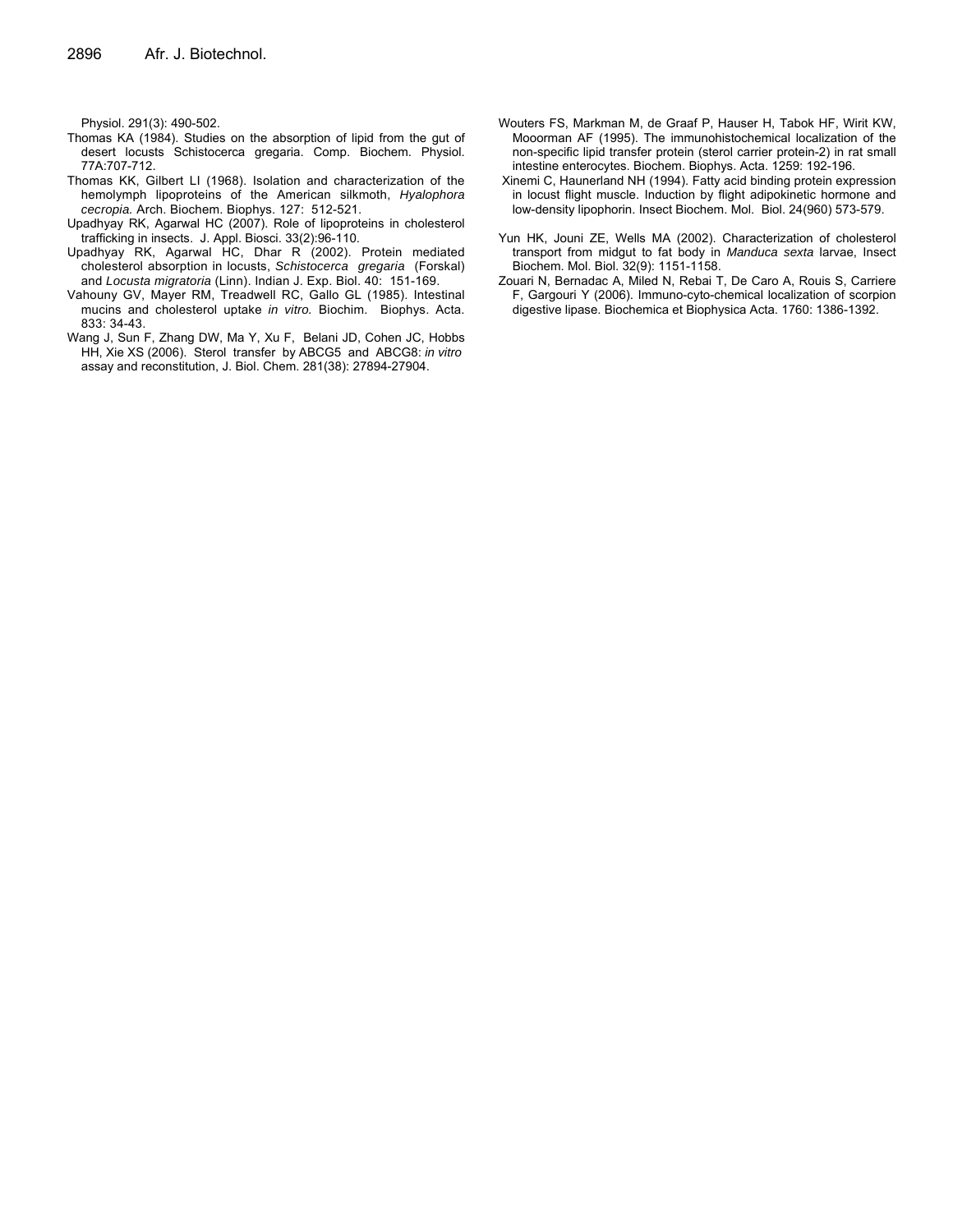Physiol. 291(3): 490-502.

Thomas KA (1984). Studies on the absorption of lipid from the gut of desert locusts Schistocerca gregaria. Comp. Biochem. Physiol. 77A:707-712.

Thomas KK, Gilbert LI (1968). Isolation and characterization of the hemolymph lipoproteins of the American silkmoth, *Hyalophora cecropia.* Arch. Biochem. Biophys. 127: 512-521.

Upadhyay RK, Agarwal HC (2007). Role of lipoproteins in cholesterol trafficking in insects. J. Appl. Biosci. 33(2):96-110.

Upadhyay RK, Agarwal HC, Dhar R (2002). Protein mediated cholesterol absorption in locusts, *Schistocerca gregaria* (Forskal) and *Locusta migratoria* (Linn). Indian J. Exp. Biol. 40: 151-169.

Vahouny GV, Mayer RM, Treadwell RC, Gallo GL (1985). Intestinal mucins and cholesterol uptake *in vitro.* Biochim. Biophys. Acta. 833: 34-43.

Wang J, Sun F, Zhang DW, Ma Y, Xu F, Belani JD, Cohen JC, Hobbs HH, Xie XS (2006). Sterol transfer by ABCG5 and ABCG8: *in vitro* assay and reconstitution, J. Biol. Chem. 281(38): 27894-27904.

Wouters FS, Markman M, de Graaf P, Hauser H, Tabok HF, Wirit KW, Mooorman AF (1995). The immunohistochemical localization of the non-specific lipid transfer protein (sterol carrier protein-2) in rat small intestine enterocytes. Biochem. Biophys. Acta. 1259: 192-196.

Xinemi C, Haunerland NH (1994). Fatty acid binding protein expression in locust flight muscle. Induction by flight adipokinetic hormone and low-density lipophorin. Insect Biochem. Mol. Biol. 24(960) 573-579.

Yun HK, Jouni ZE, Wells MA (2002). Characterization of cholesterol transport from midgut to fat body in *Manduca sexta* larvae, Insect Biochem. Mol. Biol. 32(9): 1151-1158.

Zouari N, Bernadac A, Miled N, Rebai T, De Caro A, Rouis S, Carriere F, Gargouri Y (2006). Immuno-cyto-chemical localization of scorpion digestive lipase. Biochemica et Biophysica Acta. 1760: 1386-1392.